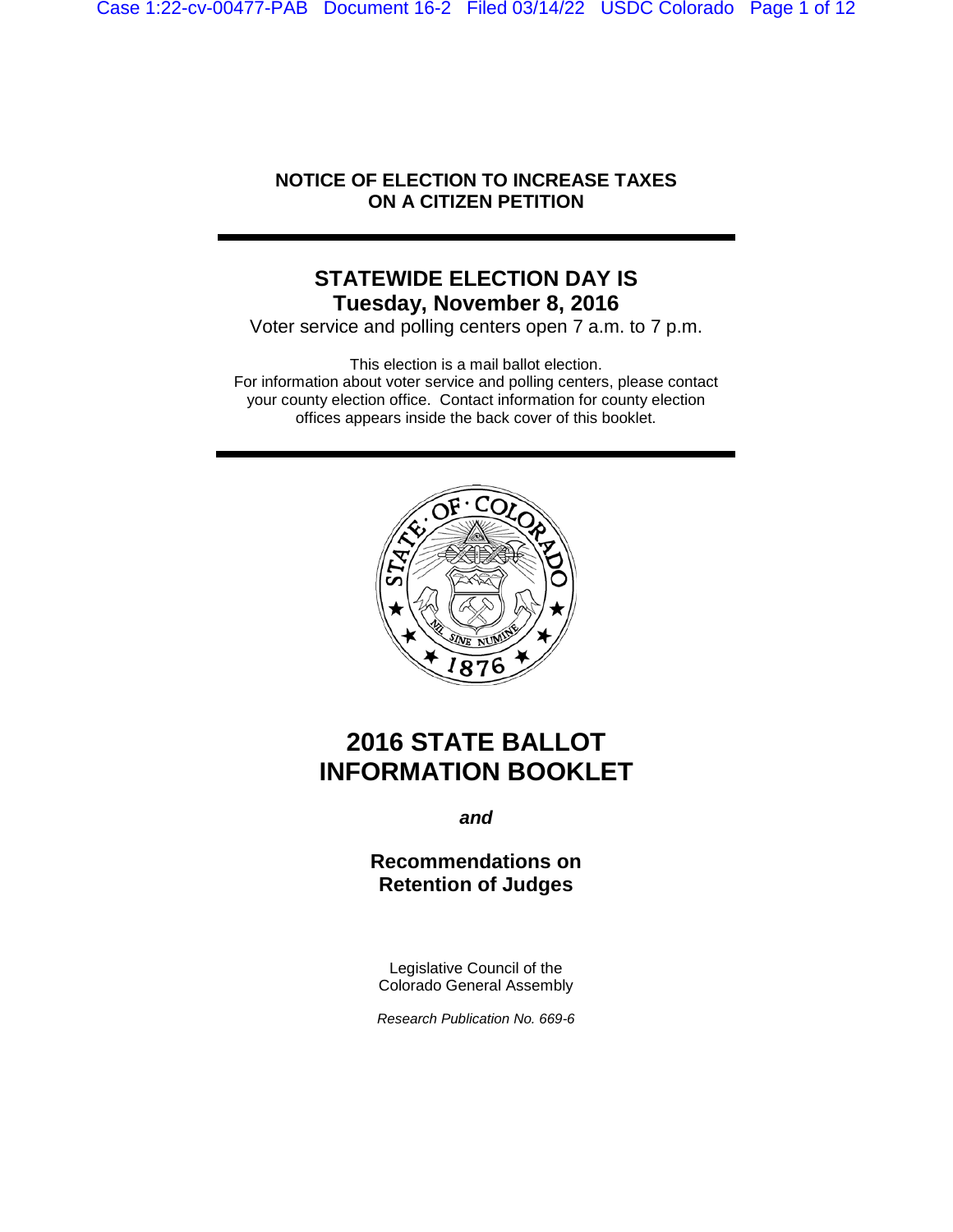**NOTICE OF ELECTION TO INCREASE TAXES ON A CITIZEN PETITION**

---

## STATEWIDE ELECTION DAY IS Tuesday, November 8, 2016

Voter service and polling centers open 7 a.m. to 7 p.m.

This election is a mail ballot election.
For information about voter service and polling centers, please contact your county election office. Contact information for county election offices appears inside the back cover of this booklet.

---

# 2016 STATE BALLOT INFORMATION BOOKLET

***and***

## Recommendations on Retention of Judges

Legislative Council of the
Colorado General Assembly

*Research Publication No. 669-6*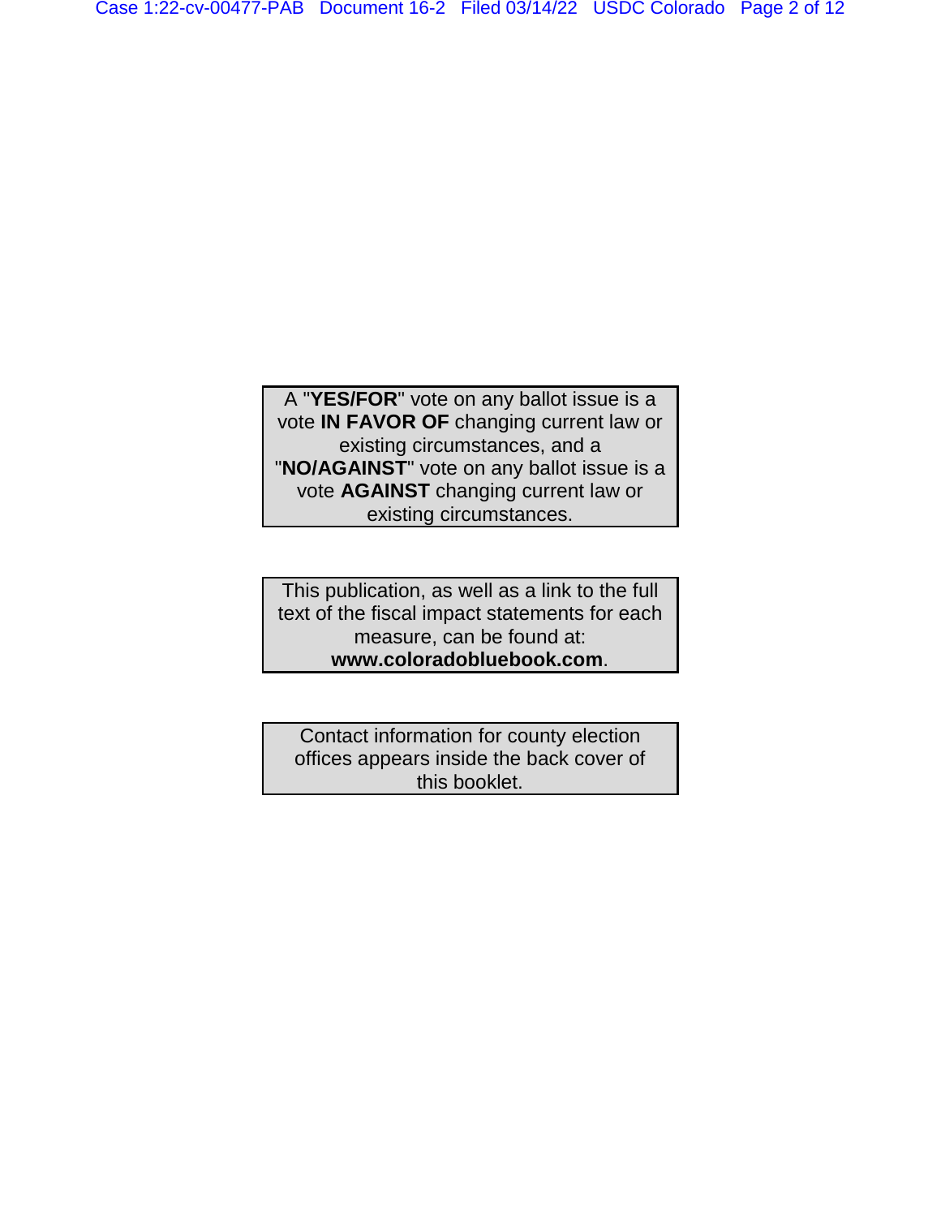A "**YES/FOR**" vote on any ballot issue is a vote **IN FAVOR OF** changing current law or existing circumstances, and a "**NO/AGAINST**" vote on any ballot issue is a vote **AGAINST** changing current law or existing circumstances.

This publication, as well as a link to the full text of the fiscal impact statements for each measure, can be found at: **www.coloradobluebook.com**.

Contact information for county election offices appears inside the back cover of this booklet.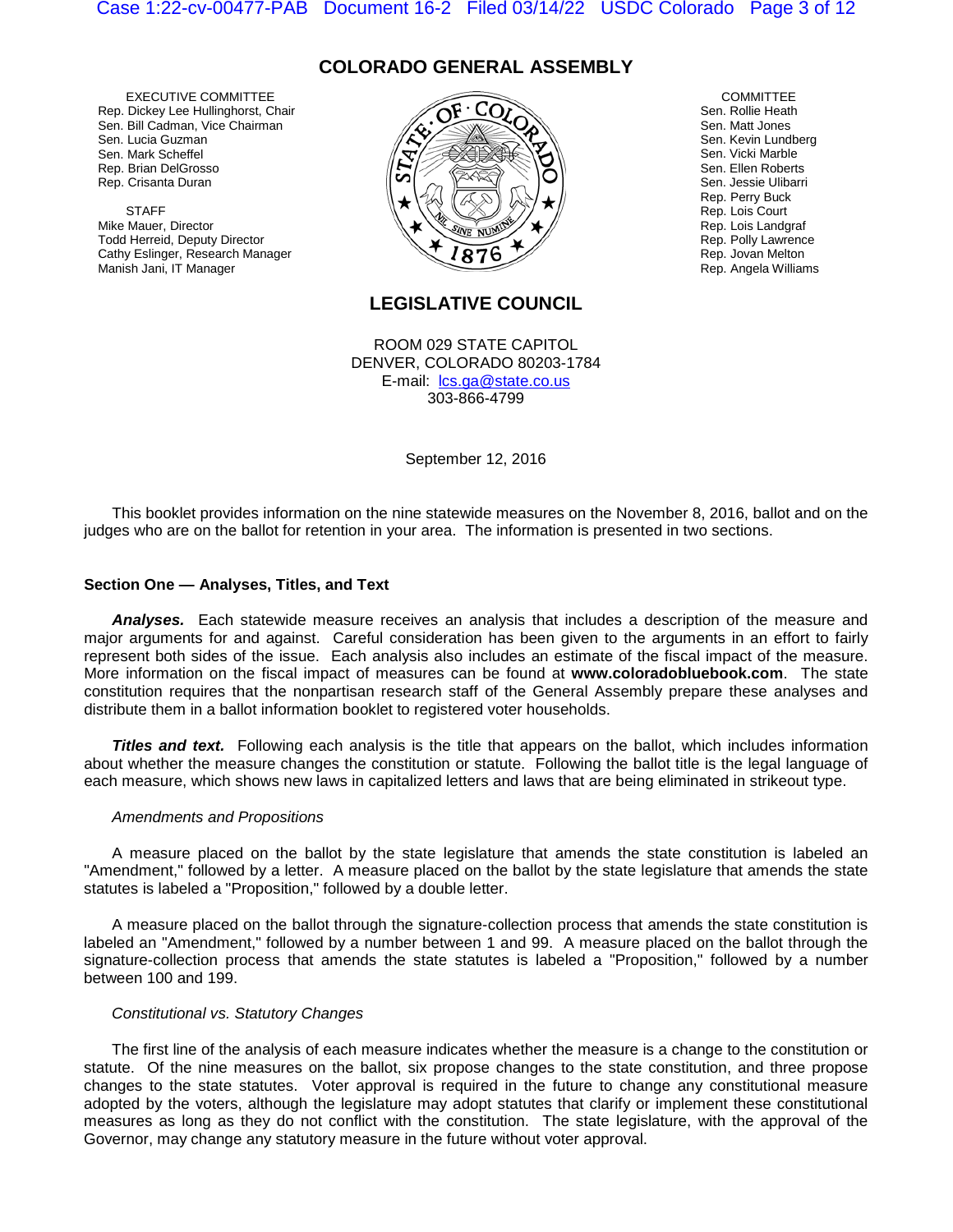## COLORADO GENERAL ASSEMBLY

EXECUTIVE COMMITTEE
Rep. Dickey Lee Hullinghorst, Chair
Sen. Bill Cadman, Vice Chairman
Sen. Lucia Guzman
Sen. Mark Scheffel
Rep. Brian DelGrosso
Rep. Crisanta Duran

STAFF
Mike Mauer, Director
Todd Herreid, Deputy Director
Cathy Eslinger, Research Manager
Manish Jani, IT Manager

COMMITTEE
Sen. Rollie Heath
Sen. Matt Jones
Sen. Kevin Lundberg
Sen. Vicki Marble
Sen. Ellen Roberts
Sen. Jessie Ulibarri
Rep. Perry Buck
Rep. Lois Court
Rep. Lois Landgraf
Rep. Polly Lawrence
Rep. Jovan Melton
Rep. Angela Williams

## LEGISLATIVE COUNCIL

ROOM 029 STATE CAPITOL
DENVER, COLORADO 80203-1784
E-mail: lcs.ga@state.co.us
303-866-4799

September 12, 2016

This booklet provides information on the nine statewide measures on the November 8, 2016, ballot and on the judges who are on the ballot for retention in your area. The information is presented in two sections.

**Section One — Analyses, Titles, and Text**

***Analyses.*** Each statewide measure receives an analysis that includes a description of the measure and major arguments for and against. Careful consideration has been given to the arguments in an effort to fairly represent both sides of the issue. Each analysis also includes an estimate of the fiscal impact of the measure. More information on the fiscal impact of measures can be found at **www.coloradobluebook.com**. The state constitution requires that the nonpartisan research staff of the General Assembly prepare these analyses and distribute them in a ballot information booklet to registered voter households.

***Titles and text.*** Following each analysis is the title that appears on the ballot, which includes information about whether the measure changes the constitution or statute. Following the ballot title is the legal language of each measure, which shows new laws in capitalized letters and laws that are being eliminated in strikeout type.

*Amendments and Propositions*

A measure placed on the ballot by the state legislature that amends the state constitution is labeled an "Amendment," followed by a letter. A measure placed on the ballot by the state legislature that amends the state statutes is labeled a "Proposition," followed by a double letter.

A measure placed on the ballot through the signature-collection process that amends the state constitution is labeled an "Amendment," followed by a number between 1 and 99. A measure placed on the ballot through the signature-collection process that amends the state statutes is labeled a "Proposition," followed by a number between 100 and 199.

*Constitutional vs. Statutory Changes*

The first line of the analysis of each measure indicates whether the measure is a change to the constitution or statute. Of the nine measures on the ballot, six propose changes to the state constitution, and three propose changes to the state statutes. Voter approval is required in the future to change any constitutional measure adopted by the voters, although the legislature may adopt statutes that clarify or implement these constitutional measures as long as they do not conflict with the constitution. The state legislature, with the approval of the Governor, may change any statutory measure in the future without voter approval.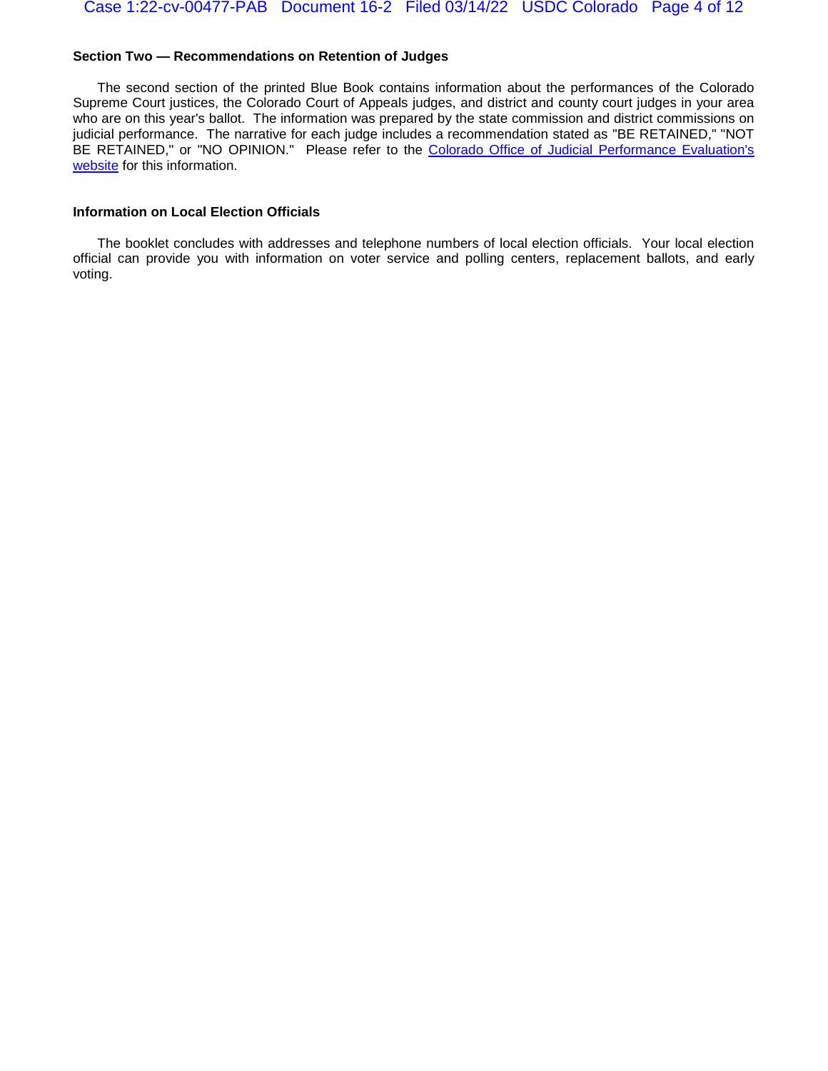**Section Two — Recommendations on Retention of Judges**

The second section of the printed Blue Book contains information about the performances of the Colorado Supreme Court justices, the Colorado Court of Appeals judges, and district and county court judges in your area who are on this year's ballot. The information was prepared by the state commission and district commissions on judicial performance. The narrative for each judge includes a recommendation stated as "BE RETAINED," "NOT BE RETAINED," or "NO OPINION." Please refer to the Colorado Office of Judicial Performance Evaluation's website for this information.

**Information on Local Election Officials**

The booklet concludes with addresses and telephone numbers of local election officials. Your local election official can provide you with information on voter service and polling centers, replacement ballots, and early voting.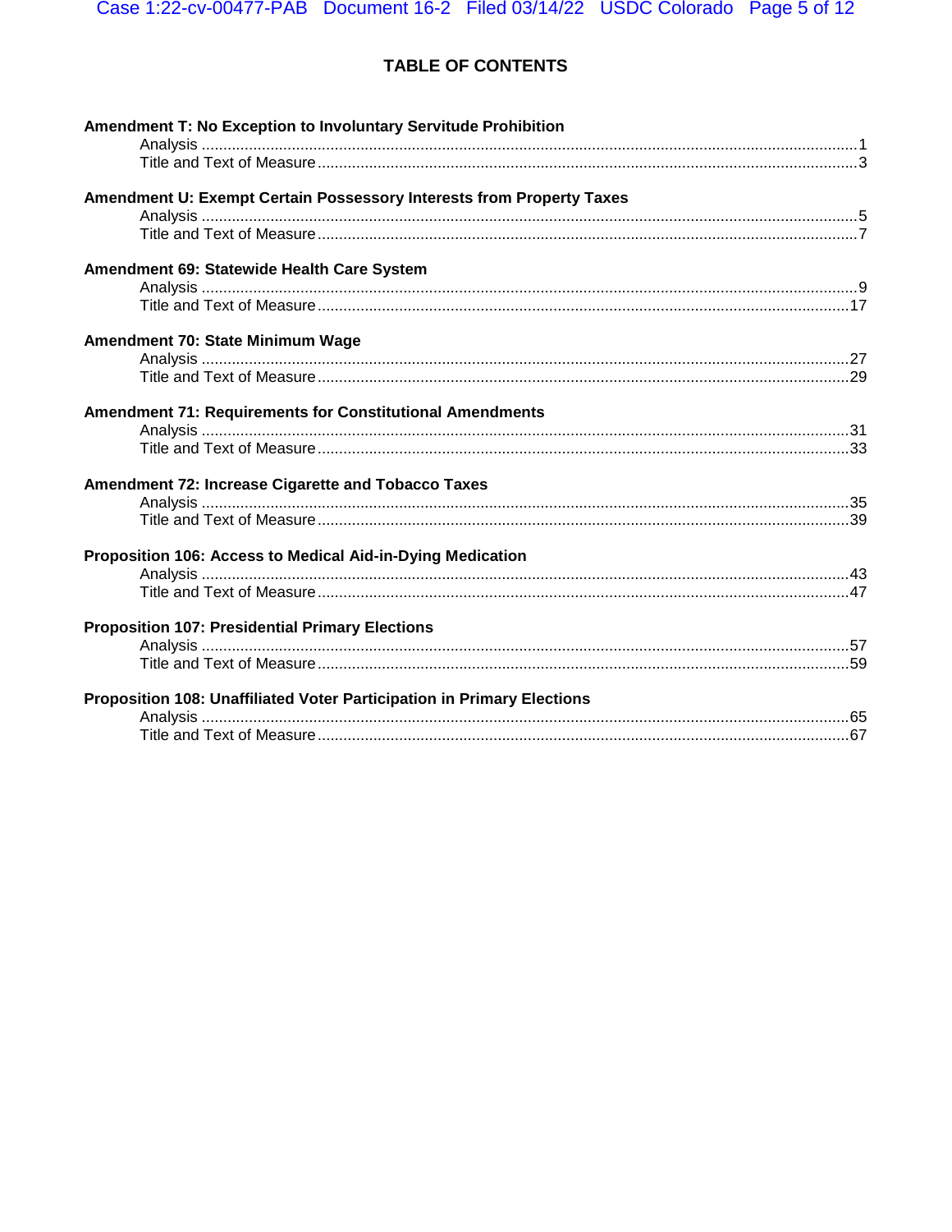# TABLE OF CONTENTS

**Amendment T: No Exception to Involuntary Servitude Prohibition**

- Analysis ........................................................ 1
- Title and Text of Measure ........................................................ 3

**Amendment U: Exempt Certain Possessory Interests from Property Taxes**

- Analysis ........................................................ 5
- Title and Text of Measure ........................................................ 7

**Amendment 69: Statewide Health Care System**

- Analysis ........................................................ 9
- Title and Text of Measure ........................................................ 17

**Amendment 70: State Minimum Wage**

- Analysis ........................................................ 27
- Title and Text of Measure ........................................................ 29

**Amendment 71: Requirements for Constitutional Amendments**

- Analysis ........................................................ 31
- Title and Text of Measure ........................................................ 33

**Amendment 72: Increase Cigarette and Tobacco Taxes**

- Analysis ........................................................ 35
- Title and Text of Measure ........................................................ 39

**Proposition 106: Access to Medical Aid-in-Dying Medication**

- Analysis ........................................................ 43
- Title and Text of Measure ........................................................ 47

**Proposition 107: Presidential Primary Elections**

- Analysis ........................................................ 57
- Title and Text of Measure ........................................................ 59

**Proposition 108: Unaffiliated Voter Participation in Primary Elections**

- Analysis ........................................................ 65
- Title and Text of Measure ........................................................ 67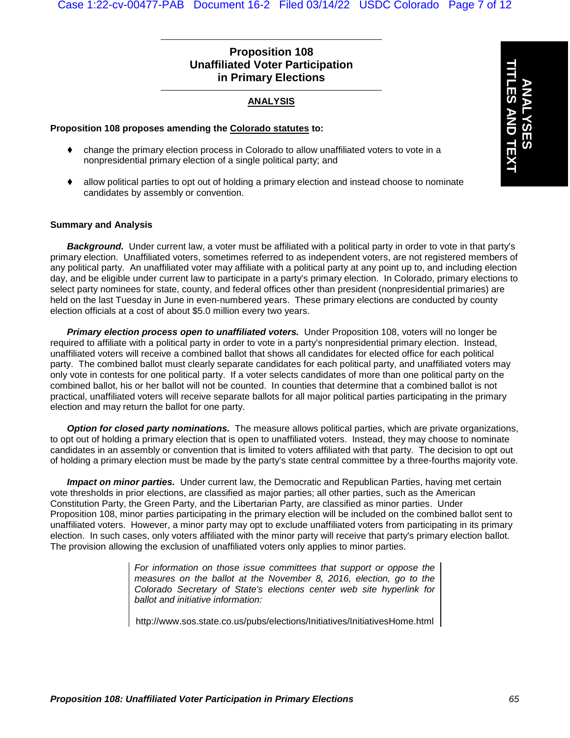# Proposition 108
# Unaffiliated Voter Participation in Primary Elections

## ANALYSIS

**Proposition 108 proposes amending the Colorado statutes to:**

- change the primary election process in Colorado to allow unaffiliated voters to vote in a nonpresidential primary election of a single political party; and
- allow political parties to opt out of holding a primary election and instead choose to nominate candidates by assembly or convention.

### Summary and Analysis

***Background.*** Under current law, a voter must be affiliated with a political party in order to vote in that party's primary election. Unaffiliated voters, sometimes referred to as independent voters, are not registered members of any political party. An unaffiliated voter may affiliate with a political party at any point up to, and including election day, and be eligible under current law to participate in a party's primary election. In Colorado, primary elections to select party nominees for state, county, and federal offices other than president (nonpresidential primaries) are held on the last Tuesday in June in even-numbered years. These primary elections are conducted by county election officials at a cost of about $5.0 million every two years.

***Primary election process open to unaffiliated voters.*** Under Proposition 108, voters will no longer be required to affiliate with a political party in order to vote in a party's nonpresidential primary election. Instead, unaffiliated voters will receive a combined ballot that shows all candidates for elected office for each political party. The combined ballot must clearly separate candidates for each political party, and unaffiliated voters may only vote in contests for one political party. If a voter selects candidates of more than one political party on the combined ballot, his or her ballot will not be counted. In counties that determine that a combined ballot is not practical, unaffiliated voters will receive separate ballots for all major political parties participating in the primary election and may return the ballot for one party.

***Option for closed party nominations.*** The measure allows political parties, which are private organizations, to opt out of holding a primary election that is open to unaffiliated voters. Instead, they may choose to nominate candidates in an assembly or convention that is limited to voters affiliated with that party. The decision to opt out of holding a primary election must be made by the party's state central committee by a three-fourths majority vote.

***Impact on minor parties.*** Under current law, the Democratic and Republican Parties, having met certain vote thresholds in prior elections, are classified as major parties; all other parties, such as the American Constitution Party, the Green Party, and the Libertarian Party, are classified as minor parties. Under Proposition 108, minor parties participating in the primary election will be included on the combined ballot sent to unaffiliated voters. However, a minor party may opt to exclude unaffiliated voters from participating in its primary election. In such cases, only voters affiliated with the minor party will receive that party's primary election ballot. The provision allowing the exclusion of unaffiliated voters only applies to minor parties.

*For information on those issue committees that support or oppose the measures on the ballot at the November 8, 2016, election, go to the Colorado Secretary of State's elections center web site hyperlink for ballot and initiative information:*

http://www.sos.state.co.us/pubs/elections/Initiatives/InitiativesHome.html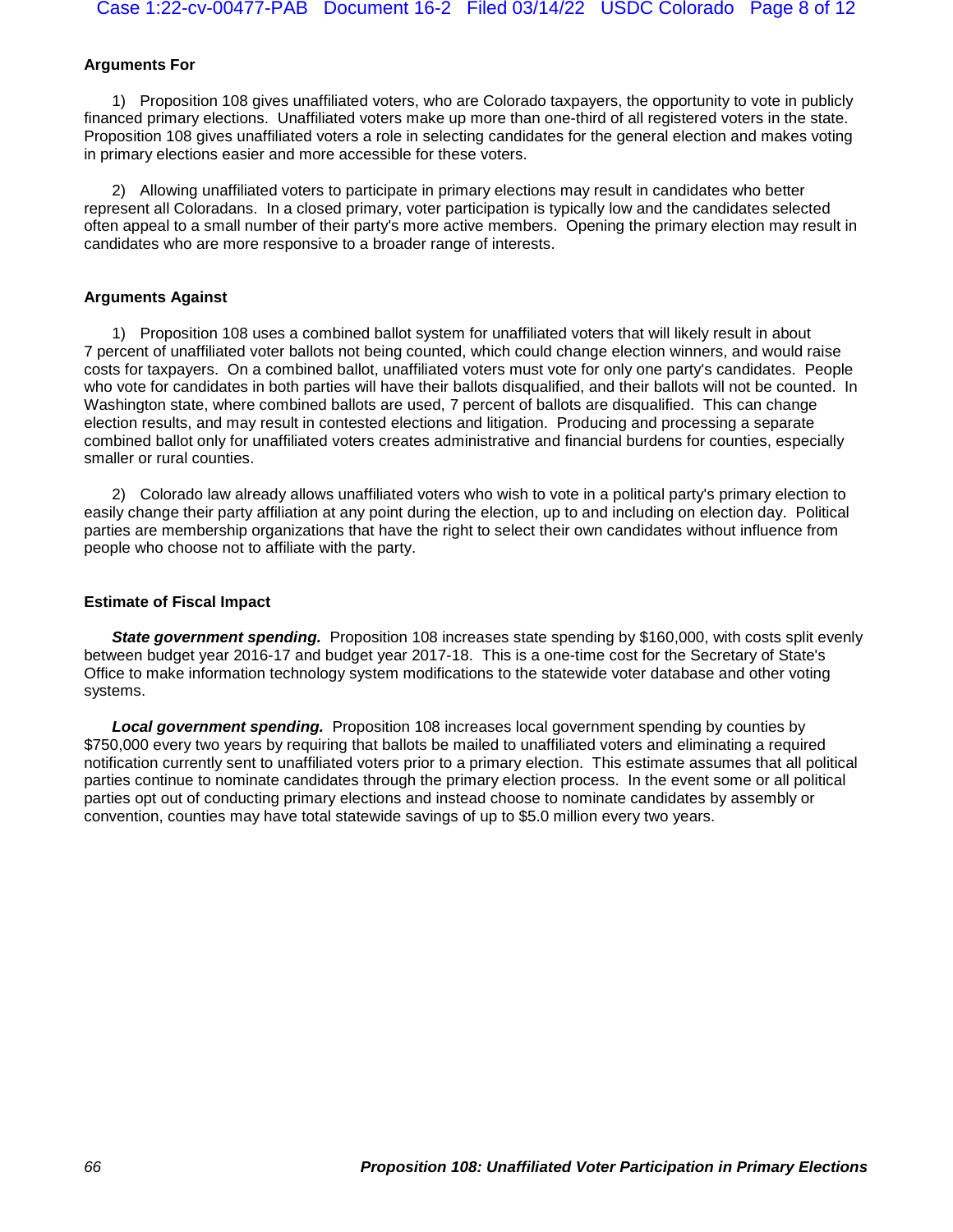### Arguments For

1) Proposition 108 gives unaffiliated voters, who are Colorado taxpayers, the opportunity to vote in publicly financed primary elections. Unaffiliated voters make up more than one-third of all registered voters in the state. Proposition 108 gives unaffiliated voters a role in selecting candidates for the general election and makes voting in primary elections easier and more accessible for these voters.

2) Allowing unaffiliated voters to participate in primary elections may result in candidates who better represent all Coloradans. In a closed primary, voter participation is typically low and the candidates selected often appeal to a small number of their party's more active members. Opening the primary election may result in candidates who are more responsive to a broader range of interests.

### Arguments Against

1) Proposition 108 uses a combined ballot system for unaffiliated voters that will likely result in about 7 percent of unaffiliated voter ballots not being counted, which could change election winners, and would raise costs for taxpayers. On a combined ballot, unaffiliated voters must vote for only one party's candidates. People who vote for candidates in both parties will have their ballots disqualified, and their ballots will not be counted. In Washington state, where combined ballots are used, 7 percent of ballots are disqualified. This can change election results, and may result in contested elections and litigation. Producing and processing a separate combined ballot only for unaffiliated voters creates administrative and financial burdens for counties, especially smaller or rural counties.

2) Colorado law already allows unaffiliated voters who wish to vote in a political party's primary election to easily change their party affiliation at any point during the election, up to and including on election day. Political parties are membership organizations that have the right to select their own candidates without influence from people who choose not to affiliate with the party.

### Estimate of Fiscal Impact

***State government spending.*** Proposition 108 increases state spending by $160,000, with costs split evenly between budget year 2016-17 and budget year 2017-18. This is a one-time cost for the Secretary of State's Office to make information technology system modifications to the statewide voter database and other voting systems.

***Local government spending.*** Proposition 108 increases local government spending by counties by $750,000 every two years by requiring that ballots be mailed to unaffiliated voters and eliminating a required notification currently sent to unaffiliated voters prior to a primary election. This estimate assumes that all political parties continue to nominate candidates through the primary election process. In the event some or all political parties opt out of conducting primary elections and instead choose to nominate candidates by assembly or convention, counties may have total statewide savings of up to $5.0 million every two years.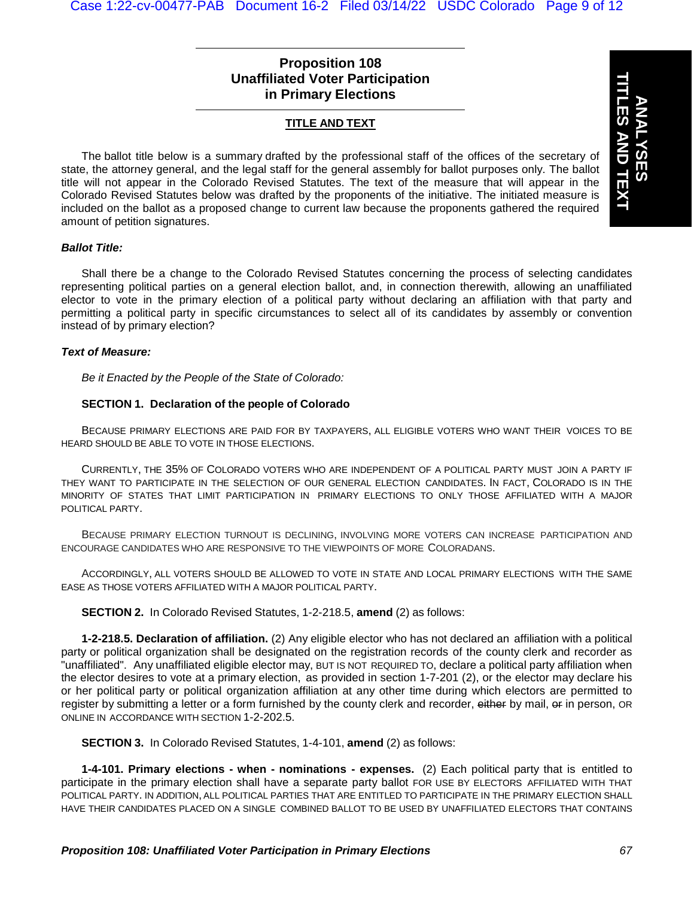## Proposition 108
## Unaffiliated Voter Participation in Primary Elections

**TITLE AND TEXT**

The ballot title below is a summary drafted by the professional staff of the offices of the secretary of state, the attorney general, and the legal staff for the general assembly for ballot purposes only. The ballot title will not appear in the Colorado Revised Statutes. The text of the measure that will appear in the Colorado Revised Statutes below was drafted by the proponents of the initiative. The initiated measure is included on the ballot as a proposed change to current law because the proponents gathered the required amount of petition signatures.

***Ballot Title:***

Shall there be a change to the Colorado Revised Statutes concerning the process of selecting candidates representing political parties on a general election ballot, and, in connection therewith, allowing an unaffiliated elector to vote in the primary election of a political party without declaring an affiliation with that party and permitting a political party in specific circumstances to select all of its candidates by assembly or convention instead of by primary election?

***Text of Measure:***

*Be it Enacted by the People of the State of Colorado:*

**SECTION 1. Declaration of the people of Colorado**

BECAUSE PRIMARY ELECTIONS ARE PAID FOR BY TAXPAYERS, ALL ELIGIBLE VOTERS WHO WANT THEIR VOICES TO BE HEARD SHOULD BE ABLE TO VOTE IN THOSE ELECTIONS.

CURRENTLY, THE 35% OF COLORADO VOTERS WHO ARE INDEPENDENT OF A POLITICAL PARTY MUST JOIN A PARTY IF THEY WANT TO PARTICIPATE IN THE SELECTION OF OUR GENERAL ELECTION CANDIDATES. IN FACT, COLORADO IS IN THE MINORITY OF STATES THAT LIMIT PARTICIPATION IN PRIMARY ELECTIONS TO ONLY THOSE AFFILIATED WITH A MAJOR POLITICAL PARTY.

BECAUSE PRIMARY ELECTION TURNOUT IS DECLINING, INVOLVING MORE VOTERS CAN INCREASE PARTICIPATION AND ENCOURAGE CANDIDATES WHO ARE RESPONSIVE TO THE VIEWPOINTS OF MORE COLORADANS.

ACCORDINGLY, ALL VOTERS SHOULD BE ALLOWED TO VOTE IN STATE AND LOCAL PRIMARY ELECTIONS WITH THE SAME EASE AS THOSE VOTERS AFFILIATED WITH A MAJOR POLITICAL PARTY.

**SECTION 2.** In Colorado Revised Statutes, 1-2-218.5, **amend** (2) as follows:

**1-2-218.5. Declaration of affiliation.** (2) Any eligible elector who has not declared an affiliation with a political party or political organization shall be designated on the registration records of the county clerk and recorder as "unaffiliated". Any unaffiliated eligible elector may, BUT IS NOT REQUIRED TO, declare a political party affiliation when the elector desires to vote at a primary election, as provided in section 1-7-201 (2), or the elector may declare his or her political party or political organization affiliation at any other time during which electors are permitted to register by submitting a letter or a form furnished by the county clerk and recorder, ~~either~~ by mail, ~~or~~ in person, OR ONLINE IN ACCORDANCE WITH SECTION 1-2-202.5.

**SECTION 3.** In Colorado Revised Statutes, 1-4-101, **amend** (2) as follows:

**1-4-101. Primary elections - when - nominations - expenses.** (2) Each political party that is entitled to participate in the primary election shall have a separate party ballot FOR USE BY ELECTORS AFFILIATED WITH THAT POLITICAL PARTY. IN ADDITION, ALL POLITICAL PARTIES THAT ARE ENTITLED TO PARTICIPATE IN THE PRIMARY ELECTION SHALL HAVE THEIR CANDIDATES PLACED ON A SINGLE COMBINED BALLOT TO BE USED BY UNAFFILIATED ELECTORS THAT CONTAINS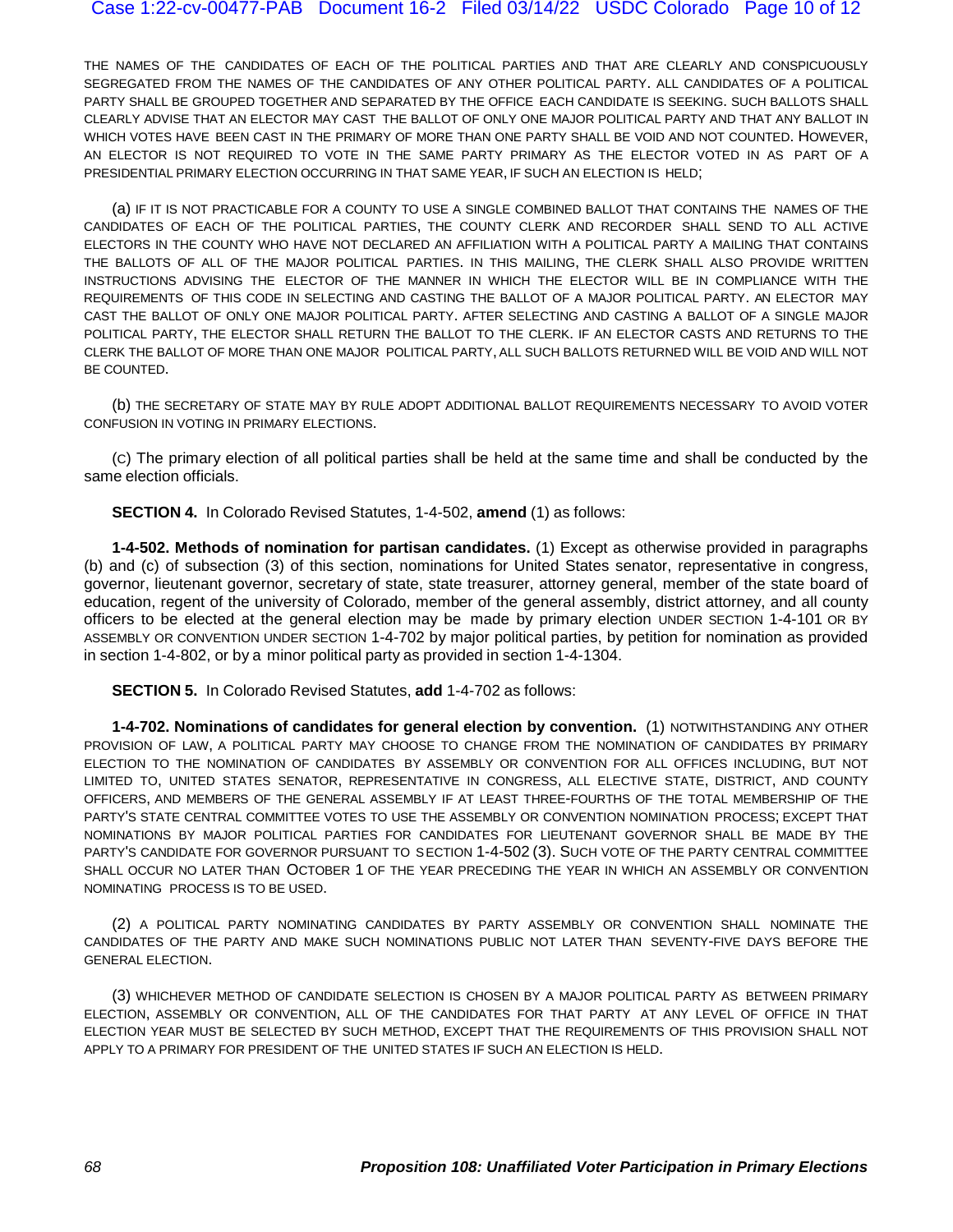THE NAMES OF THE CANDIDATES OF EACH OF THE POLITICAL PARTIES AND THAT ARE CLEARLY AND CONSPICUOUSLY SEGREGATED FROM THE NAMES OF THE CANDIDATES OF ANY OTHER POLITICAL PARTY. ALL CANDIDATES OF A POLITICAL PARTY SHALL BE GROUPED TOGETHER AND SEPARATED BY THE OFFICE EACH CANDIDATE IS SEEKING. SUCH BALLOTS SHALL CLEARLY ADVISE THAT AN ELECTOR MAY CAST THE BALLOT OF ONLY ONE MAJOR POLITICAL PARTY AND THAT ANY BALLOT IN WHICH VOTES HAVE BEEN CAST IN THE PRIMARY OF MORE THAN ONE PARTY SHALL BE VOID AND NOT COUNTED. HOWEVER, AN ELECTOR IS NOT REQUIRED TO VOTE IN THE SAME PARTY PRIMARY AS THE ELECTOR VOTED IN AS PART OF A PRESIDENTIAL PRIMARY ELECTION OCCURRING IN THAT SAME YEAR, IF SUCH AN ELECTION IS HELD;

(a) IF IT IS NOT PRACTICABLE FOR A COUNTY TO USE A SINGLE COMBINED BALLOT THAT CONTAINS THE NAMES OF THE CANDIDATES OF EACH OF THE POLITICAL PARTIES, THE COUNTY CLERK AND RECORDER SHALL SEND TO ALL ACTIVE ELECTORS IN THE COUNTY WHO HAVE NOT DECLARED AN AFFILIATION WITH A POLITICAL PARTY A MAILING THAT CONTAINS THE BALLOTS OF ALL OF THE MAJOR POLITICAL PARTIES. IN THIS MAILING, THE CLERK SHALL ALSO PROVIDE WRITTEN INSTRUCTIONS ADVISING THE ELECTOR OF THE MANNER IN WHICH THE ELECTOR WILL BE IN COMPLIANCE WITH THE REQUIREMENTS OF THIS CODE IN SELECTING AND CASTING THE BALLOT OF A MAJOR POLITICAL PARTY. AN ELECTOR MAY CAST THE BALLOT OF ONLY ONE MAJOR POLITICAL PARTY. AFTER SELECTING AND CASTING A BALLOT OF A SINGLE MAJOR POLITICAL PARTY, THE ELECTOR SHALL RETURN THE BALLOT TO THE CLERK. IF AN ELECTOR CASTS AND RETURNS TO THE CLERK THE BALLOT OF MORE THAN ONE MAJOR POLITICAL PARTY, ALL SUCH BALLOTS RETURNED WILL BE VOID AND WILL NOT BE COUNTED.

(b) THE SECRETARY OF STATE MAY BY RULE ADOPT ADDITIONAL BALLOT REQUIREMENTS NECESSARY TO AVOID VOTER CONFUSION IN VOTING IN PRIMARY ELECTIONS.

(C) The primary election of all political parties shall be held at the same time and shall be conducted by the same election officials.

**SECTION 4.** In Colorado Revised Statutes, 1-4-502, **amend** (1) as follows:

**1-4-502. Methods of nomination for partisan candidates.** (1) Except as otherwise provided in paragraphs (b) and (c) of subsection (3) of this section, nominations for United States senator, representative in congress, governor, lieutenant governor, secretary of state, state treasurer, attorney general, member of the state board of education, regent of the university of Colorado, member of the general assembly, district attorney, and all county officers to be elected at the general election may be made by primary election UNDER SECTION 1-4-101 OR BY ASSEMBLY OR CONVENTION UNDER SECTION 1-4-702 by major political parties, by petition for nomination as provided in section 1-4-802, or by a minor political party as provided in section 1-4-1304.

**SECTION 5.** In Colorado Revised Statutes, **add** 1-4-702 as follows:

**1-4-702. Nominations of candidates for general election by convention.** (1) NOTWITHSTANDING ANY OTHER PROVISION OF LAW, A POLITICAL PARTY MAY CHOOSE TO CHANGE FROM THE NOMINATION OF CANDIDATES BY PRIMARY ELECTION TO THE NOMINATION OF CANDIDATES BY ASSEMBLY OR CONVENTION FOR ALL OFFICES INCLUDING, BUT NOT LIMITED TO, UNITED STATES SENATOR, REPRESENTATIVE IN CONGRESS, ALL ELECTIVE STATE, DISTRICT, AND COUNTY OFFICERS, AND MEMBERS OF THE GENERAL ASSEMBLY IF AT LEAST THREE-FOURTHS OF THE TOTAL MEMBERSHIP OF THE PARTY'S STATE CENTRAL COMMITTEE VOTES TO USE THE ASSEMBLY OR CONVENTION NOMINATION PROCESS; EXCEPT THAT NOMINATIONS BY MAJOR POLITICAL PARTIES FOR CANDIDATES FOR LIEUTENANT GOVERNOR SHALL BE MADE BY THE PARTY'S CANDIDATE FOR GOVERNOR PURSUANT TO SECTION 1-4-502 (3). SUCH VOTE OF THE PARTY CENTRAL COMMITTEE SHALL OCCUR NO LATER THAN OCTOBER 1 OF THE YEAR PRECEDING THE YEAR IN WHICH AN ASSEMBLY OR CONVENTION NOMINATING PROCESS IS TO BE USED.

(2) A POLITICAL PARTY NOMINATING CANDIDATES BY PARTY ASSEMBLY OR CONVENTION SHALL NOMINATE THE CANDIDATES OF THE PARTY AND MAKE SUCH NOMINATIONS PUBLIC NOT LATER THAN SEVENTY-FIVE DAYS BEFORE THE GENERAL ELECTION.

(3) WHICHEVER METHOD OF CANDIDATE SELECTION IS CHOSEN BY A MAJOR POLITICAL PARTY AS BETWEEN PRIMARY ELECTION, ASSEMBLY OR CONVENTION, ALL OF THE CANDIDATES FOR THAT PARTY AT ANY LEVEL OF OFFICE IN THAT ELECTION YEAR MUST BE SELECTED BY SUCH METHOD, EXCEPT THAT THE REQUIREMENTS OF THIS PROVISION SHALL NOT APPLY TO A PRIMARY FOR PRESIDENT OF THE UNITED STATES IF SUCH AN ELECTION IS HELD.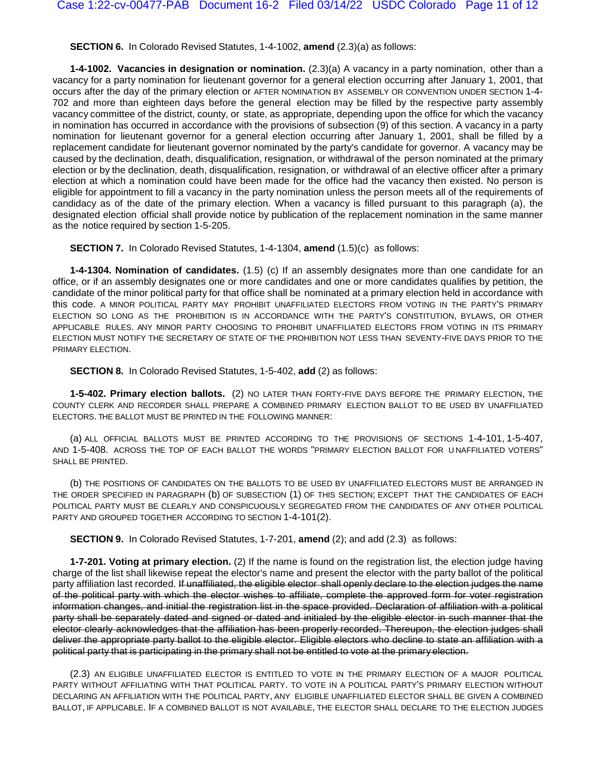**SECTION 6.** In Colorado Revised Statutes, 1-4-1002, **amend** (2.3)(a) as follows:

**1-4-1002. Vacancies in designation or nomination.** (2.3)(a) A vacancy in a party nomination, other than a vacancy for a party nomination for lieutenant governor for a general election occurring after January 1, 2001, that occurs after the day of the primary election or AFTER NOMINATION BY ASSEMBLY OR CONVENTION UNDER SECTION 1-4-702 and more than eighteen days before the general election may be filled by the respective party assembly vacancy committee of the district, county, or state, as appropriate, depending upon the office for which the vacancy in nomination has occurred in accordance with the provisions of subsection (9) of this section. A vacancy in a party nomination for lieutenant governor for a general election occurring after January 1, 2001, shall be filled by a replacement candidate for lieutenant governor nominated by the party's candidate for governor. A vacancy may be caused by the declination, death, disqualification, resignation, or withdrawal of the person nominated at the primary election or by the declination, death, disqualification, resignation, or withdrawal of an elective officer after a primary election at which a nomination could have been made for the office had the vacancy then existed. No person is eligible for appointment to fill a vacancy in the party nomination unless the person meets all of the requirements of candidacy as of the date of the primary election. When a vacancy is filled pursuant to this paragraph (a), the designated election official shall provide notice by publication of the replacement nomination in the same manner as the notice required by section 1-5-205.

**SECTION 7.** In Colorado Revised Statutes, 1-4-1304, **amend** (1.5)(c) as follows:

**1-4-1304. Nomination of candidates.** (1.5) (c) If an assembly designates more than one candidate for an office, or if an assembly designates one or more candidates and one or more candidates qualifies by petition, the candidate of the minor political party for that office shall be nominated at a primary election held in accordance with this code. A MINOR POLITICAL PARTY MAY PROHIBIT UNAFFILIATED ELECTORS FROM VOTING IN THE PARTY'S PRIMARY ELECTION SO LONG AS THE PROHIBITION IS IN ACCORDANCE WITH THE PARTY'S CONSTITUTION, BYLAWS, OR OTHER APPLICABLE RULES. ANY MINOR PARTY CHOOSING TO PROHIBIT UNAFFILIATED ELECTORS FROM VOTING IN ITS PRIMARY ELECTION MUST NOTIFY THE SECRETARY OF STATE OF THE PROHIBITION NOT LESS THAN SEVENTY-FIVE DAYS PRIOR TO THE PRIMARY ELECTION.

**SECTION 8.** In Colorado Revised Statutes, 1-5-402, **add** (2) as follows:

**1-5-402. Primary election ballots.** (2) NO LATER THAN FORTY-FIVE DAYS BEFORE THE PRIMARY ELECTION, THE COUNTY CLERK AND RECORDER SHALL PREPARE A COMBINED PRIMARY ELECTION BALLOT TO BE USED BY UNAFFILIATED ELECTORS. THE BALLOT MUST BE PRINTED IN THE FOLLOWING MANNER:

(a) ALL OFFICIAL BALLOTS MUST BE PRINTED ACCORDING TO THE PROVISIONS OF SECTIONS 1-4-101, 1-5-407, AND 1-5-408. ACROSS THE TOP OF EACH BALLOT THE WORDS "PRIMARY ELECTION BALLOT FOR UNAFFILIATED VOTERS" SHALL BE PRINTED.

(b) THE POSITIONS OF CANDIDATES ON THE BALLOTS TO BE USED BY UNAFFILIATED ELECTORS MUST BE ARRANGED IN THE ORDER SPECIFIED IN PARAGRAPH (b) OF SUBSECTION (1) OF THIS SECTION; EXCEPT THAT THE CANDIDATES OF EACH POLITICAL PARTY MUST BE CLEARLY AND CONSPICUOUSLY SEGREGATED FROM THE CANDIDATES OF ANY OTHER POLITICAL PARTY AND GROUPED TOGETHER ACCORDING TO SECTION 1-4-101(2).

**SECTION 9.** In Colorado Revised Statutes, 1-7-201, **amend** (2); and add (2.3) as follows:

**1-7-201. Voting at primary election.** (2) If the name is found on the registration list, the election judge having charge of the list shall likewise repeat the elector's name and present the elector with the party ballot of the political party affiliation last recorded. ~~If unaffiliated, the eligible elector shall openly declare to the election judges the name of the political party with which the elector wishes to affiliate, complete the approved form for voter registration information changes, and initial the registration list in the space provided. Declaration of affiliation with a political party shall be separately dated and signed or dated and initialed by the eligible elector in such manner that the elector clearly acknowledges that the affiliation has been properly recorded. Thereupon, the election judges shall deliver the appropriate party ballot to the eligible elector. Eligible electors who decline to state an affiliation with a political party that is participating in the primary shall not be entitled to vote at the primary election.~~

(2.3) AN ELIGIBLE UNAFFILIATED ELECTOR IS ENTITLED TO VOTE IN THE PRIMARY ELECTION OF A MAJOR POLITICAL PARTY WITHOUT AFFILIATING WITH THAT POLITICAL PARTY. TO VOTE IN A POLITICAL PARTY'S PRIMARY ELECTION WITHOUT DECLARING AN AFFILIATION WITH THE POLITICAL PARTY, ANY ELIGIBLE UNAFFILIATED ELECTOR SHALL BE GIVEN A COMBINED BALLOT, IF APPLICABLE. IF A COMBINED BALLOT IS NOT AVAILABLE, THE ELECTOR SHALL DECLARE TO THE ELECTION JUDGES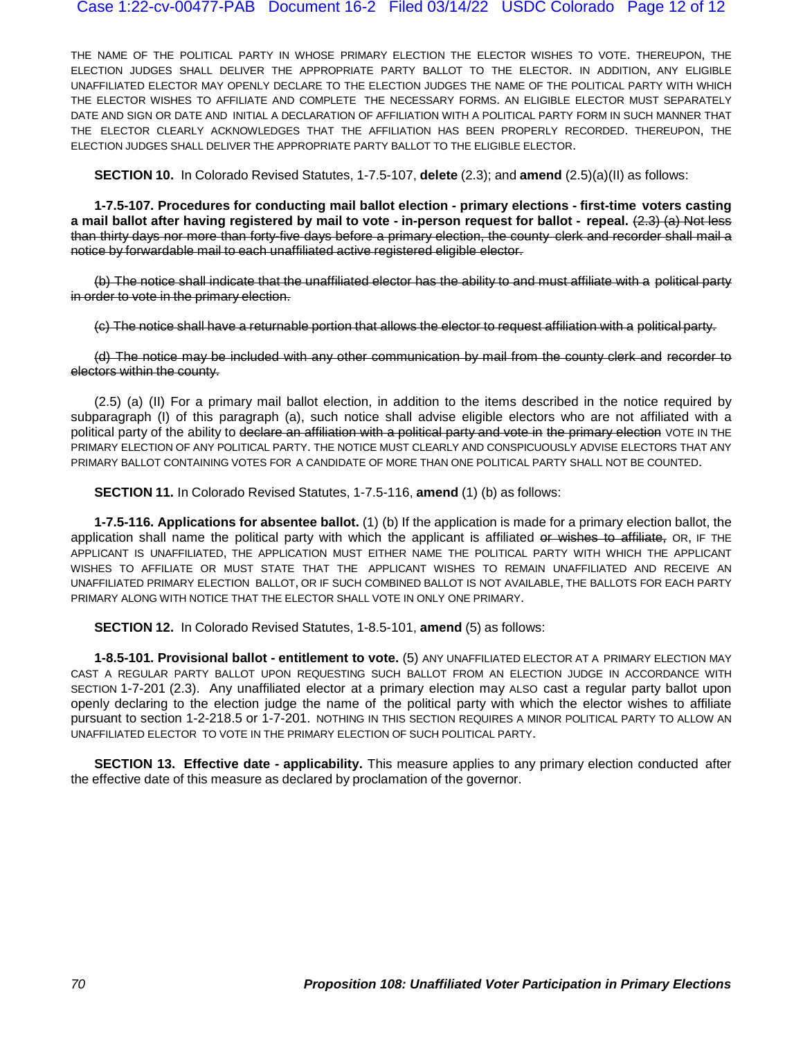THE NAME OF THE POLITICAL PARTY IN WHOSE PRIMARY ELECTION THE ELECTOR WISHES TO VOTE. THEREUPON, THE ELECTION JUDGES SHALL DELIVER THE APPROPRIATE PARTY BALLOT TO THE ELECTOR. IN ADDITION, ANY ELIGIBLE UNAFFILIATED ELECTOR MAY OPENLY DECLARE TO THE ELECTION JUDGES THE NAME OF THE POLITICAL PARTY WITH WHICH THE ELECTOR WISHES TO AFFILIATE AND COMPLETE THE NECESSARY FORMS. AN ELIGIBLE ELECTOR MUST SEPARATELY DATE AND SIGN OR DATE AND INITIAL A DECLARATION OF AFFILIATION WITH A POLITICAL PARTY FORM IN SUCH MANNER THAT THE ELECTOR CLEARLY ACKNOWLEDGES THAT THE AFFILIATION HAS BEEN PROPERLY RECORDED. THEREUPON, THE ELECTION JUDGES SHALL DELIVER THE APPROPRIATE PARTY BALLOT TO THE ELIGIBLE ELECTOR.

**SECTION 10.** In Colorado Revised Statutes, 1-7.5-107, **delete** (2.3); and **amend** (2.5)(a)(II) as follows:

**1-7.5-107. Procedures for conducting mail ballot election - primary elections - first-time voters casting a mail ballot after having registered by mail to vote - in-person request for ballot - repeal.** ~~(2.3) (a) Not less than thirty days nor more than forty-five days before a primary election, the county clerk and recorder shall mail a notice by forwardable mail to each unaffiliated active registered eligible elector.~~

~~(b) The notice shall indicate that the unaffiliated elector has the ability to and must affiliate with a political party in order to vote in the primary election.~~

~~(c) The notice shall have a returnable portion that allows the elector to request affiliation with a political party.~~

~~(d) The notice may be included with any other communication by mail from the county clerk and recorder to electors within the county.~~

(2.5) (a) (II) For a primary mail ballot election, in addition to the items described in the notice required by subparagraph (I) of this paragraph (a), such notice shall advise eligible electors who are not affiliated with a political party of the ability to ~~declare an affiliation with a political party and vote in the primary election~~ VOTE IN THE PRIMARY ELECTION OF ANY POLITICAL PARTY. THE NOTICE MUST CLEARLY AND CONSPICUOUSLY ADVISE ELECTORS THAT ANY PRIMARY BALLOT CONTAINING VOTES FOR A CANDIDATE OF MORE THAN ONE POLITICAL PARTY SHALL NOT BE COUNTED.

**SECTION 11.** In Colorado Revised Statutes, 1-7.5-116, **amend** (1) (b) as follows:

**1-7.5-116. Applications for absentee ballot.** (1) (b) If the application is made for a primary election ballot, the application shall name the political party with which the applicant is affiliated ~~or wishes to affiliate,~~ OR, IF THE APPLICANT IS UNAFFILIATED, THE APPLICATION MUST EITHER NAME THE POLITICAL PARTY WITH WHICH THE APPLICANT WISHES TO AFFILIATE OR MUST STATE THAT THE APPLICANT WISHES TO REMAIN UNAFFILIATED AND RECEIVE AN UNAFFILIATED PRIMARY ELECTION BALLOT, OR IF SUCH COMBINED BALLOT IS NOT AVAILABLE, THE BALLOTS FOR EACH PARTY PRIMARY ALONG WITH NOTICE THAT THE ELECTOR SHALL VOTE IN ONLY ONE PRIMARY.

**SECTION 12.** In Colorado Revised Statutes, 1-8.5-101, **amend** (5) as follows:

**1-8.5-101. Provisional ballot - entitlement to vote.** (5) ANY UNAFFILIATED ELECTOR AT A PRIMARY ELECTION MAY CAST A REGULAR PARTY BALLOT UPON REQUESTING SUCH BALLOT FROM AN ELECTION JUDGE IN ACCORDANCE WITH SECTION 1-7-201 (2.3). Any unaffiliated elector at a primary election may ALSO cast a regular party ballot upon openly declaring to the election judge the name of the political party with which the elector wishes to affiliate pursuant to section 1-2-218.5 or 1-7-201. NOTHING IN THIS SECTION REQUIRES A MINOR POLITICAL PARTY TO ALLOW AN UNAFFILIATED ELECTOR TO VOTE IN THE PRIMARY ELECTION OF SUCH POLITICAL PARTY.

**SECTION 13. Effective date - applicability.** This measure applies to any primary election conducted after the effective date of this measure as declared by proclamation of the governor.